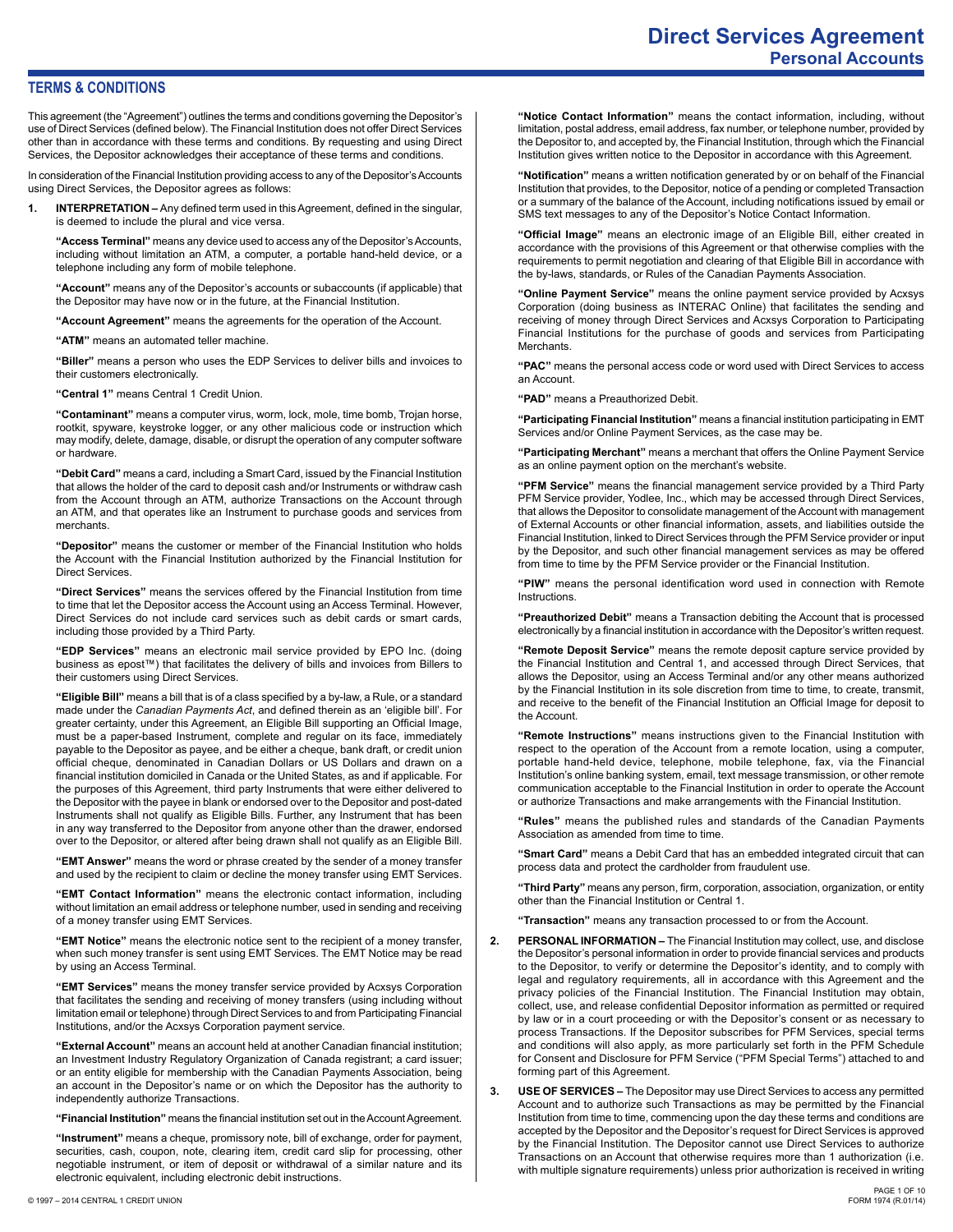# Direct Services Agreement
## Personal Accounts

## TERMS & CONDITIONS

This agreement (the "Agreement") outlines the terms and conditions governing the Depositor's use of Direct Services (defined below). The Financial Institution does not offer Direct Services other than in accordance with these terms and conditions. By requesting and using Direct Services, the Depositor acknowledges their acceptance of these terms and conditions.

In consideration of the Financial Institution providing access to any of the Depositor's Accounts using Direct Services, the Depositor agrees as follows:

**1. INTERPRETATION –** Any defined term used in this Agreement, defined in the singular, is deemed to include the plural and vice versa.

**"Access Terminal"** means any device used to access any of the Depositor's Accounts, including without limitation an ATM, a computer, a portable hand-held device, or a telephone including any form of mobile telephone.

**"Account"** means any of the Depositor's accounts or subaccounts (if applicable) that the Depositor may have now or in the future, at the Financial Institution.

**"Account Agreement"** means the agreements for the operation of the Account.

**"ATM"** means an automated teller machine.

**"Biller"** means a person who uses the EDP Services to deliver bills and invoices to their customers electronically.

**"Central 1"** means Central 1 Credit Union.

**"Contaminant"** means a computer virus, worm, lock, mole, time bomb, Trojan horse, rootkit, spyware, keystroke logger, or any other malicious code or instruction which may modify, delete, damage, disable, or disrupt the operation of any computer software or hardware.

**"Debit Card"** means a card, including a Smart Card, issued by the Financial Institution that allows the holder of the card to deposit cash and/or Instruments or withdraw cash from the Account through an ATM, authorize Transactions on the Account through an ATM, and that operates like an Instrument to purchase goods and services from merchants.

**"Depositor"** means the customer or member of the Financial Institution who holds the Account with the Financial Institution authorized by the Financial Institution for Direct Services.

**"Direct Services"** means the services offered by the Financial Institution from time to time that let the Depositor access the Account using an Access Terminal. However, Direct Services do not include card services such as debit cards or smart cards, including those provided by a Third Party.

**"EDP Services"** means an electronic mail service provided by EPO Inc. (doing business as epost™) that facilitates the delivery of bills and invoices from Billers to their customers using Direct Services.

**"Eligible Bill"** means a bill that is of a class specified by a by-law, a Rule, or a standard made under the *Canadian Payments Act*, and defined therein as an 'eligible bill'. For greater certainty, under this Agreement, an Eligible Bill supporting an Official Image, must be a paper-based Instrument, complete and regular on its face, immediately payable to the Depositor as payee, and be either a cheque, bank draft, or credit union official cheque, denominated in Canadian Dollars or US Dollars and drawn on a financial institution domiciled in Canada or the United States, as and if applicable. For the purposes of this Agreement, third party Instruments that were either delivered to the Depositor with the payee in blank or endorsed over to the Depositor and post-dated Instruments shall not qualify as Eligible Bills. Further, any Instrument that has been in any way transferred to the Depositor from anyone other than the drawer, endorsed over to the Depositor, or altered after being drawn shall not qualify as an Eligible Bill.

**"EMT Answer"** means the word or phrase created by the sender of a money transfer and used by the recipient to claim or decline the money transfer using EMT Services.

**"EMT Contact Information"** means the electronic contact information, including without limitation an email address or telephone number, used in sending and receiving of a money transfer using EMT Services.

**"EMT Notice"** means the electronic notice sent to the recipient of a money transfer, when such money transfer is sent using EMT Services. The EMT Notice may be read by using an Access Terminal.

**"EMT Services"** means the money transfer service provided by Acxsys Corporation that facilitates the sending and receiving of money transfers (using including without limitation email or telephone) through Direct Services to and from Participating Financial Institutions, and/or the Acxsys Corporation payment service.

**"External Account"** means an account held at another Canadian financial institution; an Investment Industry Regulatory Organization of Canada registrant; a card issuer; or an entity eligible for membership with the Canadian Payments Association, being an account in the Depositor's name or on which the Depositor has the authority to independently authorize Transactions.

**"Financial Institution"** means the financial institution set out in the Account Agreement.

**"Instrument"** means a cheque, promissory note, bill of exchange, order for payment, securities, cash, coupon, note, clearing item, credit card slip for processing, other negotiable instrument, or item of deposit or withdrawal of a similar nature and its electronic equivalent, including electronic debit instructions.

**"Notice Contact Information"** means the contact information, including, without limitation, postal address, email address, fax number, or telephone number, provided by the Depositor to, and accepted by, the Financial Institution, through which the Financial Institution gives written notice to the Depositor in accordance with this Agreement.

**"Notification"** means a written notification generated by or on behalf of the Financial Institution that provides, to the Depositor, notice of a pending or completed Transaction or a summary of the balance of the Account, including notifications issued by email or SMS text messages to any of the Depositor's Notice Contact Information.

**"Official Image"** means an electronic image of an Eligible Bill, either created in accordance with the provisions of this Agreement or that otherwise complies with the requirements to permit negotiation and clearing of that Eligible Bill in accordance with the by-laws, standards, or Rules of the Canadian Payments Association.

**"Online Payment Service"** means the online payment service provided by Acxsys Corporation (doing business as INTERAC Online) that facilitates the sending and receiving of money through Direct Services and Acxsys Corporation to Participating Financial Institutions for the purchase of goods and services from Participating Merchants.

**"PAC"** means the personal access code or word used with Direct Services to access an Account.

**"PAD"** means a Preauthorized Debit.

**"Participating Financial Institution"** means a financial institution participating in EMT Services and/or Online Payment Services, as the case may be.

**"Participating Merchant"** means a merchant that offers the Online Payment Service as an online payment option on the merchant's website.

**"PFM Service"** means the financial management service provided by a Third Party PFM Service provider, Yodlee, Inc., which may be accessed through Direct Services, that allows the Depositor to consolidate management of the Account with management of External Accounts or other financial information, assets, and liabilities outside the Financial Institution, linked to Direct Services through the PFM Service provider or input by the Depositor, and such other financial management services as may be offered from time to time by the PFM Service provider or the Financial Institution.

**"PIW"** means the personal identification word used in connection with Remote Instructions.

**"Preauthorized Debit"** means a Transaction debiting the Account that is processed electronically by a financial institution in accordance with the Depositor's written request.

**"Remote Deposit Service"** means the remote deposit capture service provided by the Financial Institution and Central 1, and accessed through Direct Services, that allows the Depositor, using an Access Terminal or any other means authorized by the Financial Institution in its sole discretion from time to time, to create, transmit, and receive to the benefit of the Financial Institution an Official Image for deposit to the Account.

**"Remote Instructions"** means instructions given to the Financial Institution with respect to the operation of the Account from a remote location, using a computer, portable hand-held device, telephone, mobile telephone, fax, via the Financial Institution's online banking system, email, text message transmission, or other remote communication acceptable to the Financial Institution in order to operate the Account or authorize Transactions and make arrangements with the Financial Institution.

**"Rules"** means the published rules and standards of the Canadian Payments Association as amended from time to time.

**"Smart Card"** means a Debit Card that has an embedded integrated circuit that can process data and protect the cardholder from fraudulent use.

**"Third Party"** means any person, firm, corporation, association, organization, or entity other than the Financial Institution or Central 1.

**"Transaction"** means any transaction processed to or from the Account.

**2. PERSONAL INFORMATION –** The Financial Institution may collect, use, and disclose the Depositor's personal information in order to provide financial services and products to the Depositor, to verify or determine the Depositor's identity, and to comply with legal and regulatory requirements, all in accordance with this Agreement and the privacy policies of the Financial Institution. The Financial Institution may obtain, collect, use, and release confidential Depositor information as permitted or required by law or in a court proceeding or with the Depositor's consent or as necessary to process Transactions. If the Depositor subscribes for PFM Services, special terms and conditions will also apply, as more particularly set forth in the PFM Schedule for Consent and Disclosure for PFM Service ("PFM Special Terms") attached to and forming part of this Agreement.

**3. USE OF SERVICES –** The Depositor may use Direct Services to access any permitted Account and to authorize such Transactions as may be permitted by the Financial Institution from time to time, commencing upon the day these terms and conditions are accepted by the Depositor and the Depositor's request for Direct Services is approved by the Financial Institution. The Depositor cannot use Direct Services to authorize Transactions on an Account that otherwise requires more than 1 authorization (i.e. with multiple signature requirements) unless prior authorization is received in writing

© 1997 – 2014 CENTRAL 1 CREDIT UNION

FORM 1974 (R.01/14)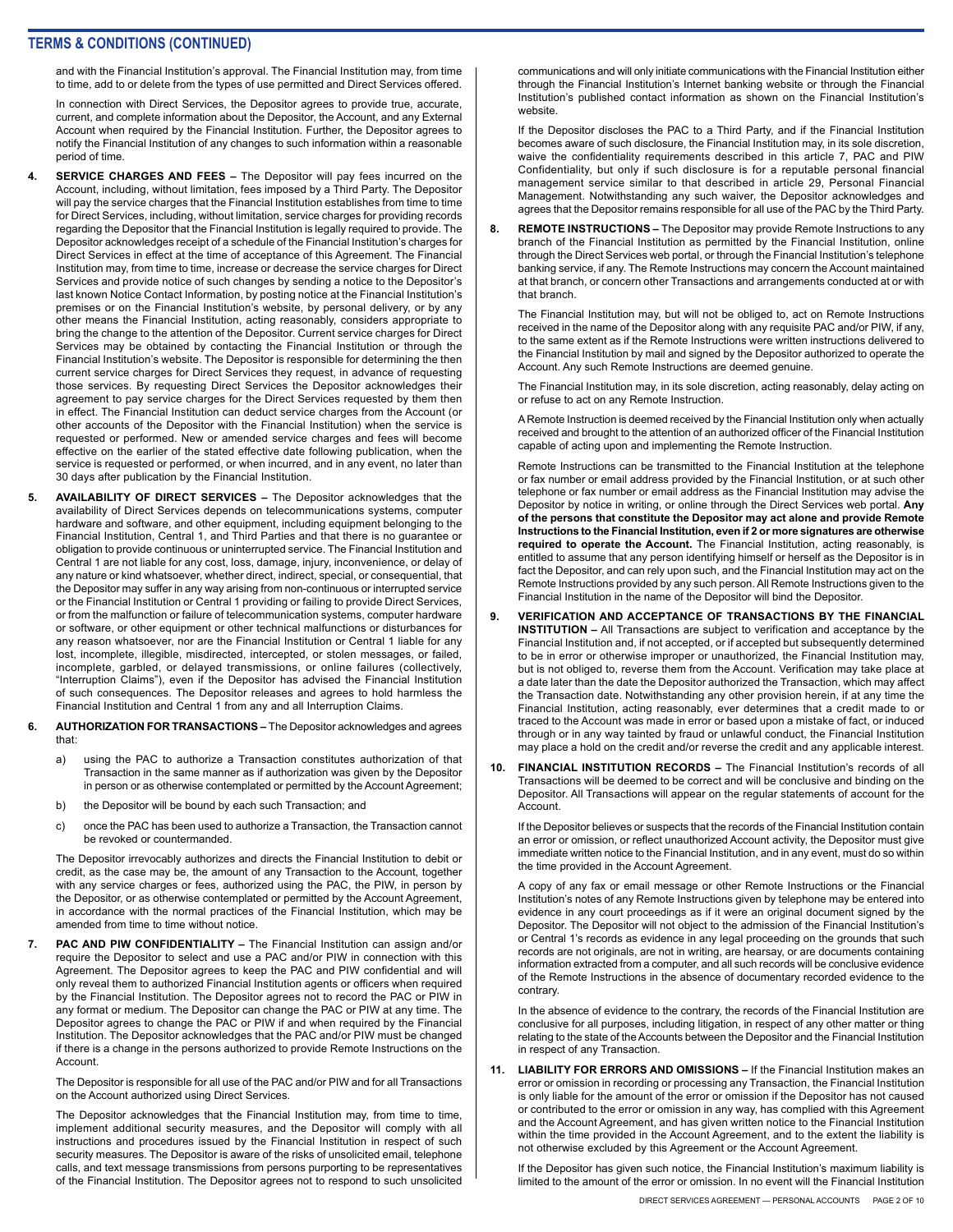## TERMS & CONDITIONS (CONTINUED)

and with the Financial Institution's approval. The Financial Institution may, from time to time, add to or delete from the types of use permitted and Direct Services offered.

In connection with Direct Services, the Depositor agrees to provide true, accurate, current, and complete information about the Depositor, the Account, and any External Account when required by the Financial Institution. Further, the Depositor agrees to notify the Financial Institution of any changes to such information within a reasonable period of time.

4. **SERVICE CHARGES AND FEES –** The Depositor will pay fees incurred on the Account, including, without limitation, fees imposed by a Third Party. The Depositor will pay the service charges that the Financial Institution establishes from time to time for Direct Services, including, without limitation, service charges for providing records regarding the Depositor that the Financial Institution is legally required to provide. The Depositor acknowledges receipt of a schedule of the Financial Institution's charges for Direct Services in effect at the time of acceptance of this Agreement. The Financial Institution may, from time to time, increase or decrease the service charges for Direct Services and provide notice of such changes by sending a notice to the Depositor's last known Notice Contact Information, by posting notice at the Financial Institution's premises or on the Financial Institution's website, by personal delivery, or by any other means the Financial Institution, acting reasonably, considers appropriate to bring the change to the attention of the Depositor. Current service charges for Direct Services may be obtained by contacting the Financial Institution or through the Financial Institution's website. The Depositor is responsible for determining the then current service charges for Direct Services they request, in advance of requesting those services. By requesting Direct Services the Depositor acknowledges their agreement to pay service charges for the Direct Services requested by them then in effect. The Financial Institution can deduct service charges from the Account (or other accounts of the Depositor with the Financial Institution) when the service is requested or performed. New or amended service charges and fees will become effective on the earlier of the stated effective date following publication, when the service is requested or performed, or when incurred, and in any event, no later than 30 days after publication by the Financial Institution.

5. **AVAILABILITY OF DIRECT SERVICES –** The Depositor acknowledges that the availability of Direct Services depends on telecommunications systems, computer hardware and software, and other equipment, including equipment belonging to the Financial Institution, Central 1, and Third Parties and that there is no guarantee or obligation to provide continuous or uninterrupted service. The Financial Institution and Central 1 are not liable for any cost, loss, damage, injury, inconvenience, or delay of any nature or kind whatsoever, whether direct, indirect, special, or consequential, that the Depositor may suffer in any way arising from non-continuous or interrupted service or the Financial Institution or Central 1 providing or failing to provide Direct Services, or from the malfunction or failure of telecommunication systems, computer hardware or software, or other equipment or other technical malfunctions or disturbances for any reason whatsoever, nor are the Financial Institution or Central 1 liable for any lost, incomplete, illegible, misdirected, intercepted, or stolen messages, or failed, incomplete, garbled, or delayed transmissions, or online failures (collectively, "Interruption Claims"), even if the Depositor has advised the Financial Institution of such consequences. The Depositor releases and agrees to hold harmless the Financial Institution and Central 1 from any and all Interruption Claims.

6. **AUTHORIZATION FOR TRANSACTIONS –** The Depositor acknowledges and agrees that:

   a) using the PAC to authorize a Transaction constitutes authorization of that Transaction in the same manner as if authorization was given by the Depositor in person or as otherwise contemplated or permitted by the Account Agreement;

   b) the Depositor will be bound by each such Transaction; and

   c) once the PAC has been used to authorize a Transaction, the Transaction cannot be revoked or countermanded.

   The Depositor irrevocably authorizes and directs the Financial Institution to debit or credit, as the case may be, the amount of any Transaction to the Account, together with any service charges or fees, authorized using the PAC, the PIW, in person by the Depositor, or as otherwise contemplated or permitted by the Account Agreement, in accordance with the normal practices of the Financial Institution, which may be amended from time to time without notice.

7. **PAC AND PIW CONFIDENTIALITY –** The Financial Institution can assign and/or require the Depositor to select and use a PAC and/or PIW in connection with this Agreement. The Depositor agrees to keep the PAC and PIW confidential and will only reveal them to authorized Financial Institution agents or officers when required by the Financial Institution. The Depositor agrees not to record the PAC or PIW in any format or medium. The Depositor can change the PAC or PIW at any time. The Depositor agrees to change the PAC or PIW if and when required by the Financial Institution. The Depositor acknowledges that the PAC and/or PIW must be changed if there is a change in the persons authorized to provide Remote Instructions on the Account.

   The Depositor is responsible for all use of the PAC and/or PIW and for all Transactions on the Account authorized using Direct Services.

   The Depositor acknowledges that the Financial Institution may, from time to time, implement additional security measures, and the Depositor will comply with all instructions and procedures issued by the Financial Institution in respect of such security measures. The Depositor is aware of the risks of unsolicited email, telephone calls, and text message transmissions from persons purporting to be representatives of the Financial Institution. The Depositor agrees not to respond to such unsolicited communications and will only initiate communications with the Financial Institution either through the Financial Institution's Internet banking website or through the Financial Institution's published contact information as shown on the Financial Institution's website.

   If the Depositor discloses the PAC to a Third Party, and if the Financial Institution becomes aware of such disclosure, the Financial Institution may, in its sole discretion, waive the confidentiality requirements described in this article 7, PAC and PIW Confidentiality, but only if such disclosure is for a reputable personal financial management service similar to that described in article 29, Personal Financial Management. Notwithstanding any such waiver, the Depositor acknowledges and agrees that the Depositor remains responsible for all use of the PAC by the Third Party.

8. **REMOTE INSTRUCTIONS –** The Depositor may provide Remote Instructions to any branch of the Financial Institution as permitted by the Financial Institution, online through the Direct Services web portal, or through the Financial Institution's telephone banking service, if any. The Remote Instructions may concern the Account maintained at that branch, or concern other Transactions and arrangements conducted at or with that branch.

   The Financial Institution may, but will not be obliged to, act on Remote Instructions received in the name of the Depositor along with any requisite PAC and/or PIW, if any, to the same extent as if the Remote Instructions were written instructions delivered to the Financial Institution by mail and signed by the Depositor authorized to operate the Account. Any such Remote Instructions are deemed genuine.

   The Financial Institution may, in its sole discretion, acting reasonably, delay acting on or refuse to act on any Remote Instruction.

   A Remote Instruction is deemed received by the Financial Institution only when actually received and brought to the attention of an authorized officer of the Financial Institution capable of acting upon and implementing the Remote Instruction.

   Remote Instructions can be transmitted to the Financial Institution at the telephone or fax number or email address provided by the Financial Institution, or at such other telephone or fax number or email address as the Financial Institution may advise the Depositor by notice in writing, or online through the Direct Services web portal. **Any of the persons that constitute the Depositor may act alone and provide Remote Instructions to the Financial Institution, even if 2 or more signatures are otherwise required to operate the Account.** The Financial Institution, acting reasonably, is entitled to assume that any person identifying himself or herself as the Depositor is in fact the Depositor, and can rely upon such, and the Financial Institution may act on the Remote Instructions provided by any such person. All Remote Instructions given to the Financial Institution in the name of the Depositor will bind the Depositor.

9. **VERIFICATION AND ACCEPTANCE OF TRANSACTIONS BY THE FINANCIAL INSTITUTION –** All Transactions are subject to verification and acceptance by the Financial Institution and, if not accepted, or if accepted but subsequently determined to be in error or otherwise improper or unauthorized, the Financial Institution may, but is not obliged to, reverse them from the Account. Verification may take place at a date later than the date the Depositor authorized the Transaction, which may affect the Transaction date. Notwithstanding any other provision herein, if at any time the Financial Institution, acting reasonably, ever determines that a credit made to or traced to the Account was made in error or based upon a mistake of fact, or induced through or in any way tainted by fraud or unlawful conduct, the Financial Institution may place a hold on the credit and/or reverse the credit and any applicable interest.

10. **FINANCIAL INSTITUTION RECORDS –** The Financial Institution's records of all Transactions will be deemed to be correct and will be conclusive and binding on the Depositor. All Transactions will appear on the regular statements of account for the Account.

    If the Depositor believes or suspects that the records of the Financial Institution contain an error or omission, or reflect unauthorized Account activity, the Depositor must give immediate written notice to the Financial Institution, and in any event, must do so within the time provided in the Account Agreement.

    A copy of any fax or email message or other Remote Instructions or the Financial Institution's notes of any Remote Instructions given by telephone may be entered into evidence in any court proceedings as if it were an original document signed by the Depositor. The Depositor will not object to the admission of the Financial Institution's or Central 1's records as evidence in any legal proceeding on the grounds that such records are not originals, are not in writing, are hearsay, or are documents containing information extracted from a computer, and all such records will be conclusive evidence of the Remote Instructions in the absence of documentary recorded evidence to the contrary.

    In the absence of evidence to the contrary, the records of the Financial Institution are conclusive for all purposes, including litigation, in respect of any other matter or thing relating to the state of the Accounts between the Depositor and the Financial Institution in respect of any Transaction.

11. **LIABILITY FOR ERRORS AND OMISSIONS –** If the Financial Institution makes an error or omission in recording or processing any Transaction, the Financial Institution is only liable for the amount of the error or omission if the Depositor has not caused or contributed to the error or omission in any way, has complied with this Agreement and the Account Agreement, and has given written notice to the Financial Institution within the time provided in the Account Agreement, and to the extent the liability is not otherwise excluded by this Agreement or the Account Agreement.

    If the Depositor has given such notice, the Financial Institution's maximum liability is limited to the amount of the error or omission. In no event will the Financial Institution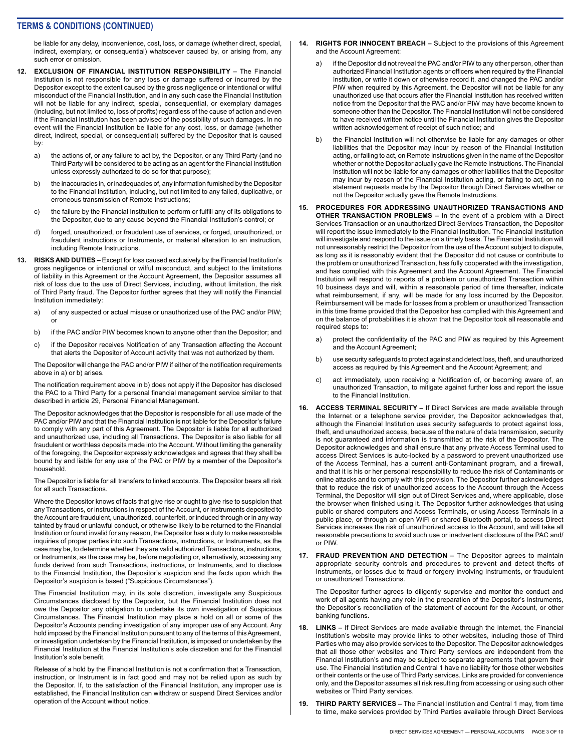be liable for any delay, inconvenience, cost, loss, or damage (whether direct, special, indirect, exemplary, or consequential) whatsoever caused by, or arising from, any such error or omission.

12. **EXCLUSION OF FINANCIAL INSTITUTION RESPONSIBILITY –** The Financial Institution is not responsible for any loss or damage suffered or incurred by the Depositor except to the extent caused by the gross negligence or intentional or wilful misconduct of the Financial Institution, and in any such case the Financial Institution will not be liable for any indirect, special, consequential, or exemplary damages (including, but not limited to, loss of profits) regardless of the cause of action and even if the Financial Institution has been advised of the possibility of such damages. In no event will the Financial Institution be liable for any cost, loss, or damage (whether direct, indirect, special, or consequential) suffered by the Depositor that is caused by:

    a) the actions of, or any failure to act by, the Depositor, or any Third Party (and no Third Party will be considered to be acting as an agent for the Financial Institution unless expressly authorized to do so for that purpose);

    b) the inaccuracies in, or inadequacies of, any information furnished by the Depositor to the Financial Institution, including, but not limited to any failed, duplicative, or erroneous transmission of Remote Instructions;

    c) the failure by the Financial Institution to perform or fulfill any of its obligations to the Depositor, due to any cause beyond the Financial Institution's control; or

    d) forged, unauthorized, or fraudulent use of services, or forged, unauthorized, or fraudulent instructions or Instruments, or material alteration to an instruction, including Remote Instructions.

13. **RISKS AND DUTIES –** Except for loss caused exclusively by the Financial Institution's gross negligence or intentional or wilful misconduct, and subject to the limitations of liability in this Agreement or the Account Agreement, the Depositor assumes all risk of loss due to the use of Direct Services, including, without limitation, the risk of Third Party fraud. The Depositor further agrees that they will notify the Financial Institution immediately:

    a) of any suspected or actual misuse or unauthorized use of the PAC and/or PIW; or

    b) if the PAC and/or PIW becomes known to anyone other than the Depositor; and

    c) if the Depositor receives Notification of any Transaction affecting the Account that alerts the Depositor of Account activity that was not authorized by them.

    The Depositor will change the PAC and/or PIW if either of the notification requirements above in a) or b) arises.

    The notification requirement above in b) does not apply if the Depositor has disclosed the PAC to a Third Party for a personal financial management service similar to that described in article 29, Personal Financial Management.

    The Depositor acknowledges that the Depositor is responsible for all use made of the PAC and/or PIW and that the Financial Institution is not liable for the Depositor's failure to comply with any part of this Agreement. The Depositor is liable for all authorized and unauthorized use, including all Transactions. The Depositor is also liable for all fraudulent or worthless deposits made into the Account. Without limiting the generality of the foregoing, the Depositor expressly acknowledges and agrees that they shall be bound by and liable for any use of the PAC or PIW by a member of the Depositor's household.

    The Depositor is liable for all transfers to linked accounts. The Depositor bears all risk for all such Transactions.

    Where the Depositor knows of facts that give rise or ought to give rise to suspicion that any Transactions, or instructions in respect of the Account, or Instruments deposited to the Account are fraudulent, unauthorized, counterfeit, or induced through or in any way tainted by fraud or unlawful conduct, or otherwise likely to be returned to the Financial Institution or found invalid for any reason, the Depositor has a duty to make reasonable inquiries of proper parties into such Transactions, instructions, or Instruments, as the case may be, to determine whether they are valid authorized Transactions, instructions, or Instruments, as the case may be, before negotiating or, alternatively, accessing any funds derived from such Transactions, instructions, or Instruments, and to disclose to the Financial Institution, the Depositor's suspicion and the facts upon which the Depositor's suspicion is based ("Suspicious Circumstances").

    The Financial Institution may, in its sole discretion, investigate any Suspicious Circumstances disclosed by the Depositor, but the Financial Institution does not owe the Depositor any obligation to undertake its own investigation of Suspicious Circumstances. The Financial Institution may place a hold on all or some of the Depositor's Accounts pending investigation of any improper use of any Account. Any hold imposed by the Financial Institution pursuant to any of the terms of this Agreement, or investigation undertaken by the Financial Institution, is imposed or undertaken by the Financial Institution at the Financial Institution's sole discretion and for the Financial Institution's sole benefit.

    Release of a hold by the Financial Institution is not a confirmation that a Transaction, instruction, or Instrument is in fact good and may not be relied upon as such by the Depositor. If, to the satisfaction of the Financial Institution, any improper use is established, the Financial Institution can withdraw or suspend Direct Services and/or operation of the Account without notice.

14. **RIGHTS FOR INNOCENT BREACH –** Subject to the provisions of this Agreement and the Account Agreement:

    a) if the Depositor did not reveal the PAC and/or PIW to any other person, other than authorized Financial Institution agents or officers when required by the Financial Institution, or write it down or otherwise record it, and changed the PAC and/or PIW when required by this Agreement, the Depositor will not be liable for any unauthorized use that occurs after the Financial Institution has received written notice from the Depositor that the PAC and/or PIW may have become known to someone other than the Depositor. The Financial Institution will not be considered to have received written notice until the Financial Institution gives the Depositor written acknowledgement of receipt of such notice; and

    b) the Financial Institution will not otherwise be liable for any damages or other liabilities that the Depositor may incur by reason of the Financial Institution acting, or failing to act, on Remote Instructions given in the name of the Depositor whether or not the Depositor actually gave the Remote Instructions. The Financial Institution will not be liable for any damages or other liabilities that the Depositor may incur by reason of the Financial Institution acting, or failing to act, on no statement requests made by the Depositor through Direct Services whether or not the Depositor actually gave the Remote Instructions.

15. **PROCEDURES FOR ADDRESSING UNAUTHORIZED TRANSACTIONS AND OTHER TRANSACTION PROBLEMS –** In the event of a problem with a Direct Services Transaction or an unauthorized Direct Services Transaction, the Depositor will report the issue immediately to the Financial Institution. The Financial Institution will investigate and respond to the issue on a timely basis. The Financial Institution will not unreasonably restrict the Depositor from the use of the Account subject to dispute, as long as it is reasonably evident that the Depositor did not cause or contribute to the problem or unauthorized Transaction, has fully cooperated with the investigation, and has complied with this Agreement and the Account Agreement. The Financial Institution will respond to reports of a problem or unauthorized Transaction within 10 business days and will, within a reasonable period of time thereafter, indicate what reimbursement, if any, will be made for any loss incurred by the Depositor. Reimbursement will be made for losses from a problem or unauthorized Transaction in this time frame provided that the Depositor has complied with this Agreement and on the balance of probabilities it is shown that the Depositor took all reasonable and required steps to:

    a) protect the confidentiality of the PAC and PIW as required by this Agreement and the Account Agreement;

    b) use security safeguards to protect against and detect loss, theft, and unauthorized access as required by this Agreement and the Account Agreement; and

    c) act immediately, upon receiving a Notification of, or becoming aware of, an unauthorized Transaction, to mitigate against further loss and report the issue to the Financial Institution.

16. **ACCESS TERMINAL SECURITY –** If Direct Services are made available through the Internet or a telephone service provider, the Depositor acknowledges that, although the Financial Institution uses security safeguards to protect against loss, theft, and unauthorized access, because of the nature of data transmission, security is not guaranteed and information is transmitted at the risk of the Depositor. The Depositor acknowledges and shall ensure that any private Access Terminal used to access Direct Services is auto-locked by a password to prevent unauthorized use of the Access Terminal, has a current anti-Contaminant program, and a firewall, and that it is his or her personal responsibility to reduce the risk of Contaminants or online attacks and to comply with this provision. The Depositor further acknowledges that to reduce the risk of unauthorized access to the Account through the Access Terminal, the Depositor will sign out of Direct Services and, where applicable, close the browser when finished using it. The Depositor further acknowledges that using public or shared computers and Access Terminals, or using Access Terminals in a public place, or through an open WiFi or shared Bluetooth portal, to access Direct Services increases the risk of unauthorized access to the Account, and will take all reasonable precautions to avoid such use or inadvertent disclosure of the PAC and/or PIW.

17. **FRAUD PREVENTION AND DETECTION –** The Depositor agrees to maintain appropriate security controls and procedures to prevent and detect thefts of Instruments, or losses due to fraud or forgery involving Instruments, or fraudulent or unauthorized Transactions.

    The Depositor further agrees to diligently supervise and monitor the conduct and work of all agents having any role in the preparation of the Depositor's Instruments, the Depositor's reconciliation of the statement of account for the Account, or other banking functions.

18. **LINKS –** If Direct Services are made available through the Internet, the Financial Institution's website may provide links to other websites, including those of Third Parties who may also provide services to the Depositor. The Depositor acknowledges that all those other websites and Third Party services are independent from the Financial Institution's and may be subject to separate agreements that govern their use. The Financial Institution and Central 1 have no liability for those other websites or their contents or the use of Third Party services. Links are provided for convenience only, and the Depositor assumes all risk resulting from accessing or using such other websites or Third Party services.

19. **THIRD PARTY SERVICES –** The Financial Institution and Central 1 may, from time to time, make services provided by Third Parties available through Direct Services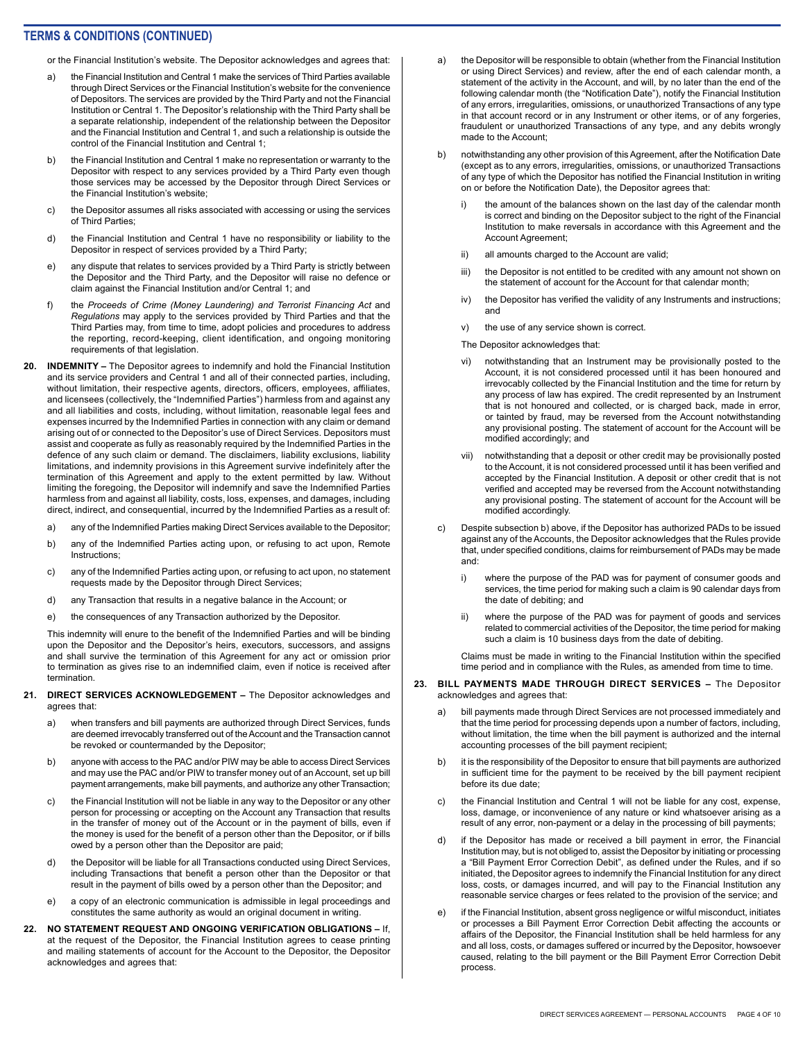## TERMS & CONDITIONS (CONTINUED)

or the Financial Institution's website. The Depositor acknowledges and agrees that:

a) the Financial Institution and Central 1 make the services of Third Parties available through Direct Services or the Financial Institution's website for the convenience of Depositors. The services are provided by the Third Party and not the Financial Institution or Central 1. The Depositor's relationship with the Third Party shall be a separate relationship, independent of the relationship between the Depositor and the Financial Institution and Central 1, and such a relationship is outside the control of the Financial Institution and Central 1;

b) the Financial Institution and Central 1 make no representation or warranty to the Depositor with respect to any services provided by a Third Party even though those services may be accessed by the Depositor through Direct Services or the Financial Institution's website;

c) the Depositor assumes all risks associated with accessing or using the services of Third Parties;

d) the Financial Institution and Central 1 have no responsibility or liability to the Depositor in respect of services provided by a Third Party;

e) any dispute that relates to services provided by a Third Party is strictly between the Depositor and the Third Party, and the Depositor will raise no defence or claim against the Financial Institution and/or Central 1; and

f) the *Proceeds of Crime (Money Laundering) and Terrorist Financing Act* and *Regulations* may apply to the services provided by Third Parties and that the Third Parties may, from time to time, adopt policies and procedures to address the reporting, record-keeping, client identification, and ongoing monitoring requirements of that legislation.

**20. INDEMNITY –** The Depositor agrees to indemnify and hold the Financial Institution and its service providers and Central 1 and all of their connected parties, including, without limitation, their respective agents, directors, officers, employees, affiliates, and licensees (collectively, the "Indemnified Parties") harmless from and against any and all liabilities and costs, including, without limitation, reasonable legal fees and expenses incurred by the Indemnified Parties in connection with any claim or demand arising out of or connected to the Depositor's use of Direct Services. Depositors must assist and cooperate as fully as reasonably required by the Indemnified Parties in the defence of any such claim or demand. The disclaimers, liability exclusions, liability limitations, and indemnity provisions in this Agreement survive indefinitely after the termination of this Agreement and apply to the extent permitted by law. Without limiting the foregoing, the Depositor will indemnify and save the Indemnified Parties harmless from and against all liability, costs, loss, expenses, and damages, including direct, indirect, and consequential, incurred by the Indemnified Parties as a result of:

a) any of the Indemnified Parties making Direct Services available to the Depositor;

b) any of the Indemnified Parties acting upon, or refusing to act upon, Remote Instructions;

c) any of the Indemnified Parties acting upon, or refusing to act upon, no statement requests made by the Depositor through Direct Services;

d) any Transaction that results in a negative balance in the Account; or

e) the consequences of any Transaction authorized by the Depositor.

This indemnity will enure to the benefit of the Indemnified Parties and will be binding upon the Depositor and the Depositor's heirs, executors, successors, and assigns and shall survive the termination of this Agreement for any act or omission prior to termination as gives rise to an indemnified claim, even if notice is received after termination.

**21. DIRECT SERVICES ACKNOWLEDGEMENT –** The Depositor acknowledges and agrees that:

a) when transfers and bill payments are authorized through Direct Services, funds are deemed irrevocably transferred out of the Account and the Transaction cannot be revoked or countermanded by the Depositor;

b) anyone with access to the PAC and/or PIW may be able to access Direct Services and may use the PAC and/or PIW to transfer money out of an Account, set up bill payment arrangements, make bill payments, and authorize any other Transaction;

c) the Financial Institution will not be liable in any way to the Depositor or any other person for processing or accepting on the Account any Transaction that results in the transfer of money out of the Account or in the payment of bills, even if the money is used for the benefit of a person other than the Depositor, or if bills owed by a person other than the Depositor are paid;

d) the Depositor will be liable for all Transactions conducted using Direct Services, including Transactions that benefit a person other than the Depositor or that result in the payment of bills owed by a person other than the Depositor; and

e) a copy of an electronic communication is admissible in legal proceedings and constitutes the same authority as would an original document in writing.

**22. NO STATEMENT REQUEST AND ONGOING VERIFICATION OBLIGATIONS –** If, at the request of the Depositor, the Financial Institution agrees to cease printing and mailing statements of account for the Account to the Depositor, the Depositor acknowledges and agrees that:

a) the Depositor will be responsible to obtain (whether from the Financial Institution or using Direct Services) and review, after the end of each calendar month, a statement of the activity in the Account, and will, by no later than the end of the following calendar month (the "Notification Date"), notify the Financial Institution of any errors, irregularities, omissions, or unauthorized Transactions of any type in that account record or in any Instrument or other items, or of any forgeries, fraudulent or unauthorized Transactions of any type, and any debits wrongly made to the Account;

b) notwithstanding any other provision of this Agreement, after the Notification Date (except as to any errors, irregularities, omissions, or unauthorized Transactions of any type of which the Depositor has notified the Financial Institution in writing on or before the Notification Date), the Depositor agrees that:

   i) the amount of the balances shown on the last day of the calendar month is correct and binding on the Depositor subject to the right of the Financial Institution to make reversals in accordance with this Agreement and the Account Agreement;

   ii) all amounts charged to the Account are valid;

   iii) the Depositor is not entitled to be credited with any amount not shown on the statement of account for the Account for that calendar month;

   iv) the Depositor has verified the validity of any Instruments and instructions; and

   v) the use of any service shown is correct.

   The Depositor acknowledges that:

   vi) notwithstanding that an Instrument may be provisionally posted to the Account, it is not considered processed until it has been honoured and irrevocably collected by the Financial Institution and the time for return by any process of law has expired. The credit represented by an Instrument that is not honoured and collected, or is charged back, made in error, or tainted by fraud, may be reversed from the Account notwithstanding any provisional posting. The statement of account for the Account will be modified accordingly; and

   vii) notwithstanding that a deposit or other credit may be provisionally posted to the Account, it is not considered processed until it has been verified and accepted by the Financial Institution. A deposit or other credit that is not verified and accepted may be reversed from the Account notwithstanding any provisional posting. The statement of account for the Account will be modified accordingly.

c) Despite subsection b) above, if the Depositor has authorized PADs to be issued against any of the Accounts, the Depositor acknowledges that the Rules provide that, under specified conditions, claims for reimbursement of PADs may be made and:

   i) where the purpose of the PAD was for payment of consumer goods and services, the time period for making such a claim is 90 calendar days from the date of debiting; and

   ii) where the purpose of the PAD was for payment of goods and services related to commercial activities of the Depositor, the time period for making such a claim is 10 business days from the date of debiting.

   Claims must be made in writing to the Financial Institution within the specified time period and in compliance with the Rules, as amended from time to time.

**23. BILL PAYMENTS MADE THROUGH DIRECT SERVICES –** The Depositor acknowledges and agrees that:

a) bill payments made through Direct Services are not processed immediately and that the time period for processing depends upon a number of factors, including, without limitation, the time when the bill payment is authorized and the internal accounting processes of the bill payment recipient;

b) it is the responsibility of the Depositor to ensure that bill payments are authorized in sufficient time for the payment to be received by the bill payment recipient before its due date;

c) the Financial Institution and Central 1 will not be liable for any cost, expense, loss, damage, or inconvenience of any nature or kind whatsoever arising as a result of any error, non-payment or a delay in the processing of bill payments;

d) if the Depositor has made or received a bill payment in error, the Financial Institution may, but is not obliged to, assist the Depositor by initiating or processing a "Bill Payment Error Correction Debit", as defined under the Rules, and if so initiated, the Depositor agrees to indemnify the Financial Institution for any direct loss, costs, or damages incurred, and will pay to the Financial Institution any reasonable service charges or fees related to the provision of the service; and

e) if the Financial Institution, absent gross negligence or wilful misconduct, initiates or processes a Bill Payment Error Correction Debit affecting the accounts or affairs of the Depositor, the Financial Institution shall be held harmless for any and all loss, costs, or damages suffered or incurred by the Depositor, howsoever caused, relating to the bill payment or the Bill Payment Error Correction Debit process.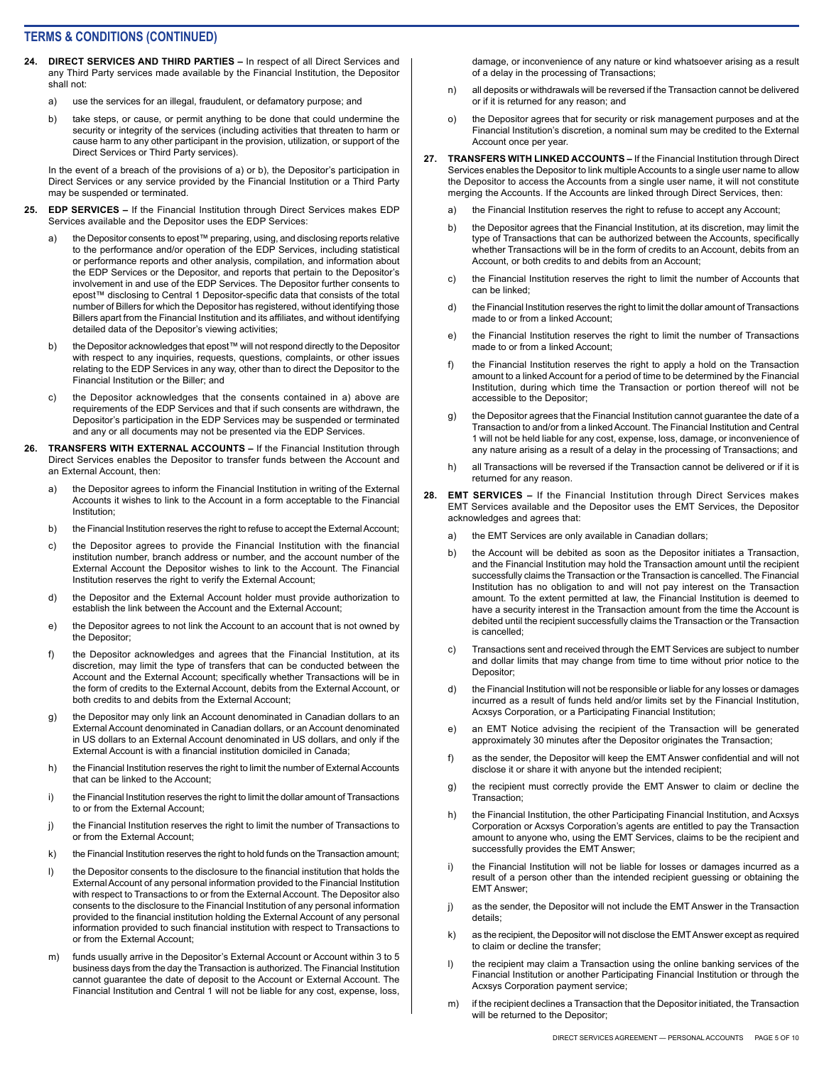## TERMS & CONDITIONS (CONTINUED)

**24. DIRECT SERVICES AND THIRD PARTIES –** In respect of all Direct Services and any Third Party services made available by the Financial Institution, the Depositor shall not:

a) use the services for an illegal, fraudulent, or defamatory purpose; and

b) take steps, or cause, or permit anything to be done that could undermine the security or integrity of the services (including activities that threaten to harm or cause harm to any other participant in the provision, utilization, or support of the Direct Services or Third Party services).

In the event of a breach of the provisions of a) or b), the Depositor's participation in Direct Services or any service provided by the Financial Institution or a Third Party may be suspended or terminated.

**25. EDP SERVICES –** If the Financial Institution through Direct Services makes EDP Services available and the Depositor uses the EDP Services:

a) the Depositor consents to epost™ preparing, using, and disclosing reports relative to the performance and/or operation of the EDP Services, including statistical or performance reports and other analysis, compilation, and information about the EDP Services or the Depositor, and reports that pertain to the Depositor's involvement in and use of the EDP Services. The Depositor further consents to epost™ disclosing to Central 1 Depositor-specific data that consists of the total number of Billers for which the Depositor has registered, without identifying those Billers apart from the Financial Institution and its affiliates, and without identifying detailed data of the Depositor's viewing activities;

b) the Depositor acknowledges that epost™ will not respond directly to the Depositor with respect to any inquiries, requests, questions, complaints, or other issues relating to the EDP Services in any way, other than to direct the Depositor to the Financial Institution or the Biller; and

c) the Depositor acknowledges that the consents contained in a) above are requirements of the EDP Services and that if such consents are withdrawn, the Depositor's participation in the EDP Services may be suspended or terminated and any or all documents may not be presented via the EDP Services.

**26. TRANSFERS WITH EXTERNAL ACCOUNTS –** If the Financial Institution through Direct Services enables the Depositor to transfer funds between the Account and an External Account, then:

a) the Depositor agrees to inform the Financial Institution in writing of the External Accounts it wishes to link to the Account in a form acceptable to the Financial Institution;

b) the Financial Institution reserves the right to refuse to accept the External Account;

c) the Depositor agrees to provide the Financial Institution with the financial institution number, branch address or number, and the account number of the External Account the Depositor wishes to link to the Account. The Financial Institution reserves the right to verify the External Account;

d) the Depositor and the External Account holder must provide authorization to establish the link between the Account and the External Account;

e) the Depositor agrees to not link the Account to an account that is not owned by the Depositor;

f) the Depositor acknowledges and agrees that the Financial Institution, at its discretion, may limit the type of transfers that can be conducted between the Account and the External Account; specifically whether Transactions will be in the form of credits to the External Account, debits from the External Account, or both credits to and debits from the External Account;

g) the Depositor may only link an Account denominated in Canadian dollars to an External Account denominated in Canadian dollars, or an Account denominated in US dollars to an External Account denominated in US dollars, and only if the External Account is with a financial institution domiciled in Canada;

h) the Financial Institution reserves the right to limit the number of External Accounts that can be linked to the Account;

i) the Financial Institution reserves the right to limit the dollar amount of Transactions to or from the External Account;

j) the Financial Institution reserves the right to limit the number of Transactions to or from the External Account;

k) the Financial Institution reserves the right to hold funds on the Transaction amount;

l) the Depositor consents to the disclosure to the financial institution that holds the External Account of any personal information provided to the Financial Institution with respect to Transactions to or from the External Account. The Depositor also consents to the disclosure to the Financial Institution of any personal information provided to the financial institution holding the External Account of any personal information provided to such financial institution with respect to Transactions to or from the External Account;

m) funds usually arrive in the Depositor's External Account or Account within 3 to 5 business days from the day the Transaction is authorized. The Financial Institution cannot guarantee the date of deposit to the Account or External Account. The Financial Institution and Central 1 will not be liable for any cost, expense, loss, damage, or inconvenience of any nature or kind whatsoever arising as a result of a delay in the processing of Transactions;

n) all deposits or withdrawals will be reversed if the Transaction cannot be delivered or if it is returned for any reason; and

o) the Depositor agrees that for security or risk management purposes and at the Financial Institution's discretion, a nominal sum may be credited to the External Account once per year.

**27. TRANSFERS WITH LINKED ACCOUNTS –** If the Financial Institution through Direct Services enables the Depositor to link multiple Accounts to a single user name to allow the Depositor to access the Accounts from a single user name, it will not constitute merging the Accounts. If the Accounts are linked through Direct Services, then:

a) the Financial Institution reserves the right to refuse to accept any Account;

b) the Depositor agrees that the Financial Institution, at its discretion, may limit the type of Transactions that can be authorized between the Accounts, specifically whether Transactions will be in the form of credits to an Account, debits from an Account, or both credits to and debits from an Account;

c) the Financial Institution reserves the right to limit the number of Accounts that can be linked;

d) the Financial Institution reserves the right to limit the dollar amount of Transactions made to or from a linked Account;

e) the Financial Institution reserves the right to limit the number of Transactions made to or from a linked Account;

f) the Financial Institution reserves the right to apply a hold on the Transaction amount to a linked Account for a period of time to be determined by the Financial Institution, during which time the Transaction or portion thereof will not be accessible to the Depositor;

g) the Depositor agrees that the Financial Institution cannot guarantee the date of a Transaction to and/or from a linked Account. The Financial Institution and Central 1 will not be held liable for any cost, expense, loss, damage, or inconvenience of any nature arising as a result of a delay in the processing of Transactions; and

h) all Transactions will be reversed if the Transaction cannot be delivered or if it is returned for any reason.

**28. EMT SERVICES –** If the Financial Institution through Direct Services makes EMT Services available and the Depositor uses the EMT Services, the Depositor acknowledges and agrees that:

a) the EMT Services are only available in Canadian dollars;

b) the Account will be debited as soon as the Depositor initiates a Transaction, and the Financial Institution may hold the Transaction amount until the recipient successfully claims the Transaction or the Transaction is cancelled. The Financial Institution has no obligation to and will not pay interest on the Transaction amount. To the extent permitted at law, the Financial Institution is deemed to have a security interest in the Transaction amount from the time the Account is debited until the recipient successfully claims the Transaction or the Transaction is cancelled;

c) Transactions sent and received through the EMT Services are subject to number and dollar limits that may change from time to time without prior notice to the Depositor;

d) the Financial Institution will not be responsible or liable for any losses or damages incurred as a result of funds held and/or limits set by the Financial Institution, Acxsys Corporation, or a Participating Financial Institution;

e) an EMT Notice advising the recipient of the Transaction will be generated approximately 30 minutes after the Depositor originates the Transaction;

f) as the sender, the Depositor will keep the EMT Answer confidential and will not disclose it or share it with anyone but the intended recipient;

g) the recipient must correctly provide the EMT Answer to claim or decline the Transaction;

h) the Financial Institution, the other Participating Financial Institution, and Acxsys Corporation or Acxsys Corporation's agents are entitled to pay the Transaction amount to anyone who, using the EMT Services, claims to be the recipient and successfully provides the EMT Answer;

i) the Financial Institution will not be liable for losses or damages incurred as a result of a person other than the intended recipient guessing or obtaining the EMT Answer;

j) as the sender, the Depositor will not include the EMT Answer in the Transaction details;

k) as the recipient, the Depositor will not disclose the EMT Answer except as required to claim or decline the transfer;

l) the recipient may claim a Transaction using the online banking services of the Financial Institution or another Participating Financial Institution or through the Acxsys Corporation payment service;

m) if the recipient declines a Transaction that the Depositor initiated, the Transaction will be returned to the Depositor;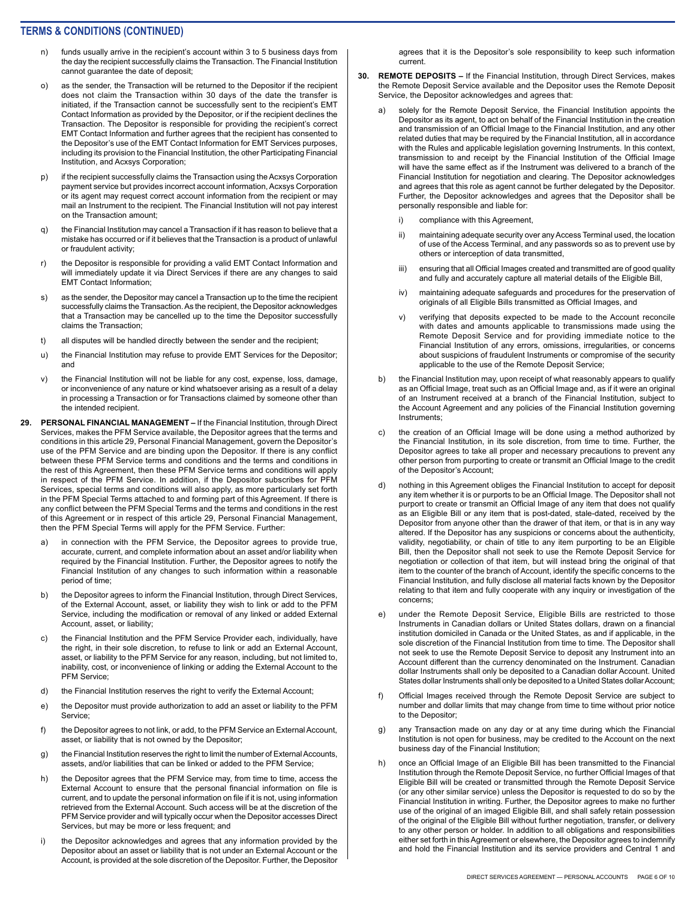## TERMS & CONDITIONS (CONTINUED)

n) funds usually arrive in the recipient's account within 3 to 5 business days from the day the recipient successfully claims the Transaction. The Financial Institution cannot guarantee the date of deposit;

o) as the sender, the Transaction will be returned to the Depositor if the recipient does not claim the Transaction within 30 days of the date the transfer is initiated, if the Transaction cannot be successfully sent to the recipient's EMT Contact Information as provided by the Depositor, or if the recipient declines the Transaction. The Depositor is responsible for providing the recipient's correct EMT Contact Information and further agrees that the recipient has consented to the Depositor's use of the EMT Contact Information for EMT Services purposes, including its provision to the Financial Institution, the other Participating Financial Institution, and Acxsys Corporation;

p) if the recipient successfully claims the Transaction using the Acxsys Corporation payment service but provides incorrect account information, Acxsys Corporation or its agent may request correct account information from the recipient or may mail an Instrument to the recipient. The Financial Institution will not pay interest on the Transaction amount;

q) the Financial Institution may cancel a Transaction if it has reason to believe that a mistake has occurred or if it believes that the Transaction is a product of unlawful or fraudulent activity;

r) the Depositor is responsible for providing a valid EMT Contact Information and will immediately update it via Direct Services if there are any changes to said EMT Contact Information;

s) as the sender, the Depositor may cancel a Transaction up to the time the recipient successfully claims the Transaction. As the recipient, the Depositor acknowledges that a Transaction may be cancelled up to the time the Depositor successfully claims the Transaction;

t) all disputes will be handled directly between the sender and the recipient;

u) the Financial Institution may refuse to provide EMT Services for the Depositor; and

v) the Financial Institution will not be liable for any cost, expense, loss, damage, or inconvenience of any nature or kind whatsoever arising as a result of a delay in processing a Transaction or for Transactions claimed by someone other than the intended recipient.

**29. PERSONAL FINANCIAL MANAGEMENT –** If the Financial Institution, through Direct Services, makes the PFM Service available, the Depositor agrees that the terms and conditions in this article 29, Personal Financial Management, govern the Depositor's use of the PFM Service and are binding upon the Depositor. If there is any conflict between these PFM Service terms and conditions and the terms and conditions in the rest of this Agreement, then these PFM Service terms and conditions will apply in respect of the PFM Service. In addition, if the Depositor subscribes for PFM Services, special terms and conditions will also apply, as more particularly set forth in the PFM Special Terms attached to and forming part of this Agreement. If there is any conflict between the PFM Special Terms and the terms and conditions in the rest of this Agreement or in respect of this article 29, Personal Financial Management, then the PFM Special Terms will apply for the PFM Service. Further:

a) in connection with the PFM Service, the Depositor agrees to provide true, accurate, current, and complete information about an asset and/or liability when required by the Financial Institution. Further, the Depositor agrees to notify the Financial Institution of any changes to such information within a reasonable period of time;

b) the Depositor agrees to inform the Financial Institution, through Direct Services, of the External Account, asset, or liability they wish to link or add to the PFM Service, including the modification or removal of any linked or added External Account, asset, or liability;

c) the Financial Institution and the PFM Service Provider each, individually, have the right, in their sole discretion, to refuse to link or add an External Account, asset, or liability to the PFM Service for any reason, including, but not limited to, inability, cost, or inconvenience of linking or adding the External Account to the PFM Service;

d) the Financial Institution reserves the right to verify the External Account;

e) the Depositor must provide authorization to add an asset or liability to the PFM Service;

f) the Depositor agrees to not link, or add, to the PFM Service an External Account, asset, or liability that is not owned by the Depositor;

g) the Financial Institution reserves the right to limit the number of External Accounts, assets, and/or liabilities that can be linked or added to the PFM Service;

h) the Depositor agrees that the PFM Service may, from time to time, access the External Account to ensure that the personal financial information on file is current, and to update the personal information on file if it is not, using information retrieved from the External Account. Such access will be at the discretion of the PFM Service provider and will typically occur when the Depositor accesses Direct Services, but may be more or less frequent; and

i) the Depositor acknowledges and agrees that any information provided by the Depositor about an asset or liability that is not under an External Account or the Account, is provided at the sole discretion of the Depositor. Further, the Depositor agrees that it is the Depositor's sole responsibility to keep such information current.

**30. REMOTE DEPOSITS –** If the Financial Institution, through Direct Services, makes the Remote Deposit Service available and the Depositor uses the Remote Deposit Service, the Depositor acknowledges and agrees that:

a) solely for the Remote Deposit Service, the Financial Institution appoints the Depositor as its agent, to act on behalf of the Financial Institution in the creation and transmission of an Official Image to the Financial Institution, and any other related duties that may be required by the Financial Institution, all in accordance with the Rules and applicable legislation governing Instruments. In this context, transmission to and receipt by the Financial Institution of the Official Image will have the same effect as if the Instrument was delivered to a branch of the Financial Institution for negotiation and clearing. The Depositor acknowledges and agrees that this role as agent cannot be further delegated by the Depositor. Further, the Depositor acknowledges and agrees that the Depositor shall be personally responsible and liable for:

   i) compliance with this Agreement,

   ii) maintaining adequate security over any Access Terminal used, the location of use of the Access Terminal, and any passwords so as to prevent use by others or interception of data transmitted,

   iii) ensuring that all Official Images created and transmitted are of good quality and fully and accurately capture all material details of the Eligible Bill,

   iv) maintaining adequate safeguards and procedures for the preservation of originals of all Eligible Bills transmitted as Official Images, and

   v) verifying that deposits expected to be made to the Account reconcile with dates and amounts applicable to transmissions made using the Remote Deposit Service and for providing immediate notice to the Financial Institution of any errors, omissions, irregularities, or concerns about suspicions of fraudulent Instruments or compromise of the security applicable to the use of the Remote Deposit Service;

b) the Financial Institution may, upon receipt of what reasonably appears to qualify as an Official Image, treat such as an Official Image and, as if it were an original of an Instrument received at a branch of the Financial Institution, subject to the Account Agreement and any policies of the Financial Institution governing Instruments;

c) the creation of an Official Image will be done using a method authorized by the Financial Institution, in its sole discretion, from time to time. Further, the Depositor agrees to take all proper and necessary precautions to prevent any other person from purporting to create or transmit an Official Image to the credit of the Depositor's Account;

d) nothing in this Agreement obliges the Financial Institution to accept for deposit any item whether it is or purports to be an Official Image. The Depositor shall not purport to create or transmit an Official Image of any item that does not qualify as an Eligible Bill or any item that is post-dated, stale-dated, received by the Depositor from anyone other than the drawer of that item, or that is in any way altered. If the Depositor has any suspicions or concerns about the authenticity, validity, negotiability, or chain of title to any item purporting to be an Eligible Bill, then the Depositor shall not seek to use the Remote Deposit Service for negotiation or collection of that item, but will instead bring the original of that item to the counter of the branch of Account, identify the specific concerns to the Financial Institution, and fully disclose all material facts known by the Depositor relating to that item and fully cooperate with any inquiry or investigation of the concerns;

e) under the Remote Deposit Service, Eligible Bills are restricted to those Instruments in Canadian dollars or United States dollars, drawn on a financial institution domiciled in Canada or the United States, as and if applicable, in the sole discretion of the Financial Institution from time to time. The Depositor shall not seek to use the Remote Deposit Service to deposit any Instrument into an Account different than the currency denominated on the Instrument. Canadian dollar Instruments shall only be deposited to a Canadian dollar Account. United States dollar Instruments shall only be deposited to a United States dollar Account;

f) Official Images received through the Remote Deposit Service are subject to number and dollar limits that may change from time to time without prior notice to the Depositor;

g) any Transaction made on any day or at any time during which the Financial Institution is not open for business, may be credited to the Account on the next business day of the Financial Institution;

h) once an Official Image of an Eligible Bill has been transmitted to the Financial Institution through the Remote Deposit Service, no further Official Images of that Eligible Bill will be created or transmitted through the Remote Deposit Service (or any other similar service) unless the Depositor is requested to do so by the Financial Institution in writing. Further, the Depositor agrees to make no further use of the original of an imaged Eligible Bill, and shall safely retain possession of the original of the Eligible Bill without further negotiation, transfer, or delivery to any other person or holder. In addition to all obligations and responsibilities either set forth in this Agreement or elsewhere, the Depositor agrees to indemnify and hold the Financial Institution and its service providers and Central 1 and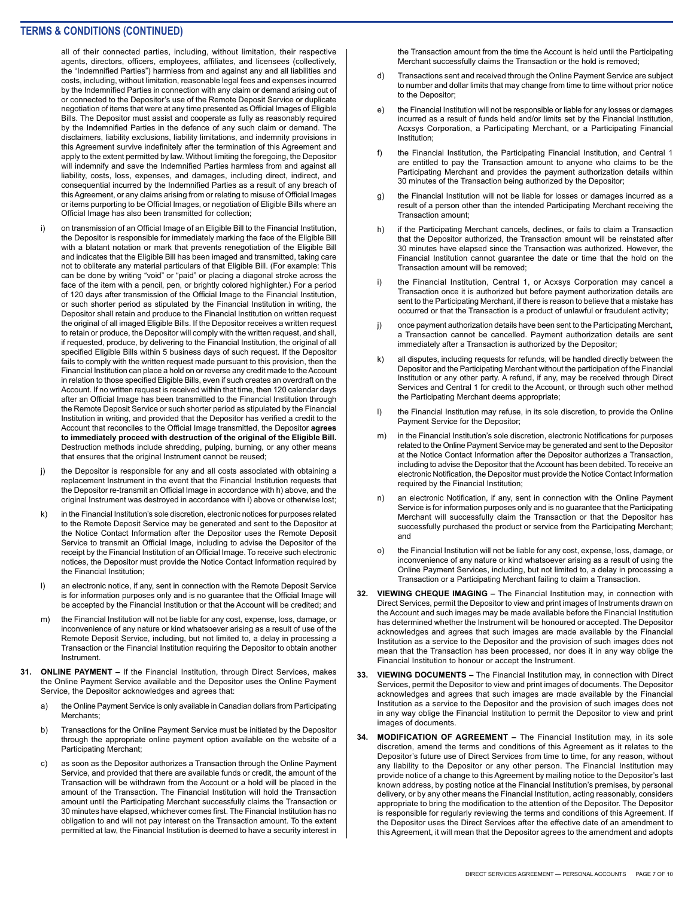## TERMS & CONDITIONS (CONTINUED)

all of their connected parties, including, without limitation, their respective agents, directors, officers, employees, affiliates, and licensees (collectively, the "Indemnified Parties") harmless from and against any and all liabilities and costs, including, without limitation, reasonable legal fees and expenses incurred by the Indemnified Parties in connection with any claim or demand arising out of or connected to the Depositor's use of the Remote Deposit Service or duplicate negotiation of items that were at any time presented as Official Images of Eligible Bills. The Depositor must assist and cooperate as fully as reasonably required by the Indemnified Parties in the defence of any such claim or demand. The disclaimers, liability exclusions, liability limitations, and indemnity provisions in this Agreement survive indefinitely after the termination of this Agreement and apply to the extent permitted by law. Without limiting the foregoing, the Depositor will indemnify and save the Indemnified Parties harmless from and against all liability, costs, loss, expenses, and damages, including direct, indirect, and consequential incurred by the Indemnified Parties as a result of any breach of this Agreement, or any claims arising from or relating to misuse of Official Images or items purporting to be Official Images, or negotiation of Eligible Bills where an Official Image has also been transmitted for collection;

i) on transmission of an Official Image of an Eligible Bill to the Financial Institution, the Depositor is responsible for immediately marking the face of the Eligible Bill with a blatant notation or mark that prevents renegotiation of the Eligible Bill and indicates that the Eligible Bill has been imaged and transmitted, taking care not to obliterate any material particulars of that Eligible Bill. (For example: This can be done by writing "void" or "paid" or placing a diagonal stroke across the face of the item with a pencil, pen, or brightly colored highlighter.) For a period of 120 days after transmission of the Official Image to the Financial Institution, or such shorter period as stipulated by the Financial Institution in writing, the Depositor shall retain and produce to the Financial Institution on written request the original of all imaged Eligible Bills. If the Depositor receives a written request to retain or produce, the Depositor will comply with the written request, and shall, if requested, produce, by delivering to the Financial Institution, the original of all specified Eligible Bills within 5 business days of such request. If the Depositor fails to comply with the written request made pursuant to this provision, then the Financial Institution can place a hold on or reverse any credit made to the Account in relation to those specified Eligible Bills, even if such creates an overdraft on the Account. If no written request is received within that time, then 120 calendar days after an Official Image has been transmitted to the Financial Institution through the Remote Deposit Service or such shorter period as stipulated by the Financial Institution in writing, and provided that the Depositor has verified a credit to the Account that reconciles to the Official Image transmitted, the Depositor **agrees to immediately proceed with destruction of the original of the Eligible Bill.** Destruction methods include shredding, pulping, burning, or any other means that ensures that the original Instrument cannot be reused;

j) the Depositor is responsible for any and all costs associated with obtaining a replacement Instrument in the event that the Financial Institution requests that the Depositor re-transmit an Official Image in accordance with h) above, and the original Instrument was destroyed in accordance with i) above or otherwise lost;

k) in the Financial Institution's sole discretion, electronic notices for purposes related to the Remote Deposit Service may be generated and sent to the Depositor at the Notice Contact Information after the Depositor uses the Remote Deposit Service to transmit an Official Image, including to advise the Depositor of the receipt by the Financial Institution of an Official Image. To receive such electronic notices, the Depositor must provide the Notice Contact Information required by the Financial Institution;

l) an electronic notice, if any, sent in connection with the Remote Deposit Service is for information purposes only and is no guarantee that the Official Image will be accepted by the Financial Institution or that the Account will be credited; and

m) the Financial Institution will not be liable for any cost, expense, loss, damage, or inconvenience of any nature or kind whatsoever arising as a result of use of the Remote Deposit Service, including, but not limited to, a delay in processing a Transaction or the Financial Institution requiring the Depositor to obtain another Instrument.

**31. ONLINE PAYMENT –** If the Financial Institution, through Direct Services, makes the Online Payment Service available and the Depositor uses the Online Payment Service, the Depositor acknowledges and agrees that:

a) the Online Payment Service is only available in Canadian dollars from Participating Merchants;

b) Transactions for the Online Payment Service must be initiated by the Depositor through the appropriate online payment option available on the website of a Participating Merchant;

c) as soon as the Depositor authorizes a Transaction through the Online Payment Service, and provided that there are available funds or credit, the amount of the Transaction will be withdrawn from the Account or a hold will be placed in the amount of the Transaction. The Financial Institution will hold the Transaction amount until the Participating Merchant successfully claims the Transaction or 30 minutes have elapsed, whichever comes first. The Financial Institution has no obligation to and will not pay interest on the Transaction amount. To the extent permitted at law, the Financial Institution is deemed to have a security interest in the Transaction amount from the time the Account is held until the Participating Merchant successfully claims the Transaction or the hold is removed;

d) Transactions sent and received through the Online Payment Service are subject to number and dollar limits that may change from time to time without prior notice to the Depositor;

e) the Financial Institution will not be responsible or liable for any losses or damages incurred as a result of funds held and/or limits set by the Financial Institution, Acxsys Corporation, a Participating Merchant, or a Participating Financial Institution;

f) the Financial Institution, the Participating Financial Institution, and Central 1 are entitled to pay the Transaction amount to anyone who claims to be the Participating Merchant and provides the payment authorization details within 30 minutes of the Transaction being authorized by the Depositor;

g) the Financial Institution will not be liable for losses or damages incurred as a result of a person other than the intended Participating Merchant receiving the Transaction amount;

h) if the Participating Merchant cancels, declines, or fails to claim a Transaction that the Depositor authorized, the Transaction amount will be reinstated after 30 minutes have elapsed since the Transaction was authorized. However, the Financial Institution cannot guarantee the date or time that the hold on the Transaction amount will be removed;

i) the Financial Institution, Central 1, or Acxsys Corporation may cancel a Transaction once it is authorized but before payment authorization details are sent to the Participating Merchant, if there is reason to believe that a mistake has occurred or that the Transaction is a product of unlawful or fraudulent activity;

j) once payment authorization details have been sent to the Participating Merchant, a Transaction cannot be cancelled. Payment authorization details are sent immediately after a Transaction is authorized by the Depositor;

k) all disputes, including requests for refunds, will be handled directly between the Depositor and the Participating Merchant without the participation of the Financial Institution or any other party. A refund, if any, may be received through Direct Services and Central 1 for credit to the Account, or through such other method the Participating Merchant deems appropriate;

l) the Financial Institution may refuse, in its sole discretion, to provide the Online Payment Service for the Depositor;

m) in the Financial Institution's sole discretion, electronic Notifications for purposes related to the Online Payment Service may be generated and sent to the Depositor at the Notice Contact Information after the Depositor authorizes a Transaction, including to advise the Depositor that the Account has been debited. To receive an electronic Notification, the Depositor must provide the Notice Contact Information required by the Financial Institution;

n) an electronic Notification, if any, sent in connection with the Online Payment Service is for information purposes only and is no guarantee that the Participating Merchant will successfully claim the Transaction or that the Depositor has successfully purchased the product or service from the Participating Merchant; and

o) the Financial Institution will not be liable for any cost, expense, loss, damage, or inconvenience of any nature or kind whatsoever arising as a result of using the Online Payment Services, including, but not limited to, a delay in processing a Transaction or a Participating Merchant failing to claim a Transaction.

**32. VIEWING CHEQUE IMAGING –** The Financial Institution may, in connection with Direct Services, permit the Depositor to view and print images of Instruments drawn on the Account and such images may be made available before the Financial Institution has determined whether the Instrument will be honoured or accepted. The Depositor acknowledges and agrees that such images are made available by the Financial Institution as a service to the Depositor and the provision of such images does not mean that the Transaction has been processed, nor does it in any way oblige the Financial Institution to honour or accept the Instrument.

**33. VIEWING DOCUMENTS –** The Financial Institution may, in connection with Direct Services, permit the Depositor to view and print images of documents. The Depositor acknowledges and agrees that such images are made available by the Financial Institution as a service to the Depositor and the provision of such images does not in any way oblige the Financial Institution to permit the Depositor to view and print images of documents.

**34. MODIFICATION OF AGREEMENT –** The Financial Institution may, in its sole discretion, amend the terms and conditions of this Agreement as it relates to the Depositor's future use of Direct Services from time to time, for any reason, without any liability to the Depositor or any other person. The Financial Institution may provide notice of a change to this Agreement by mailing notice to the Depositor's last known address, by posting notice at the Financial Institution's premises, by personal delivery, or by any other means the Financial Institution, acting reasonably, considers appropriate to bring the modification to the attention of the Depositor. The Depositor is responsible for regularly reviewing the terms and conditions of this Agreement. If the Depositor uses the Direct Services after the effective date of an amendment to this Agreement, it will mean that the Depositor agrees to the amendment and adopts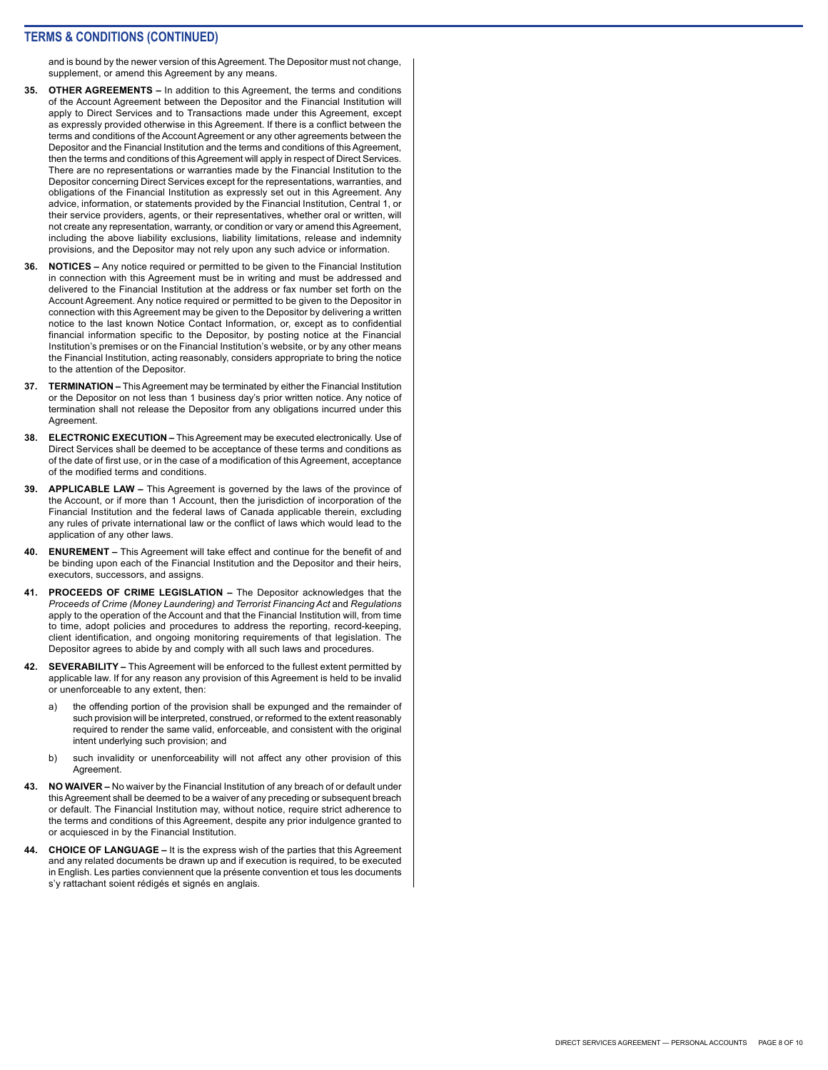## TERMS & CONDITIONS (CONTINUED)

and is bound by the newer version of this Agreement. The Depositor must not change, supplement, or amend this Agreement by any means.

35. **OTHER AGREEMENTS –** In addition to this Agreement, the terms and conditions of the Account Agreement between the Depositor and the Financial Institution will apply to Direct Services and to Transactions made under this Agreement, except as expressly provided otherwise in this Agreement. If there is a conflict between the terms and conditions of the Account Agreement or any other agreements between the Depositor and the Financial Institution and the terms and conditions of this Agreement, then the terms and conditions of this Agreement will apply in respect of Direct Services. There are no representations or warranties made by the Financial Institution to the Depositor concerning Direct Services except for the representations, warranties, and obligations of the Financial Institution as expressly set out in this Agreement. Any advice, information, or statements provided by the Financial Institution, Central 1, or their service providers, agents, or their representatives, whether oral or written, will not create any representation, warranty, or condition or vary or amend this Agreement, including the above liability exclusions, liability limitations, release and indemnity provisions, and the Depositor may not rely upon any such advice or information.

36. **NOTICES –** Any notice required or permitted to be given to the Financial Institution in connection with this Agreement must be in writing and must be addressed and delivered to the Financial Institution at the address or fax number set forth on the Account Agreement. Any notice required or permitted to be given to the Depositor in connection with this Agreement may be given to the Depositor by delivering a written notice to the last known Notice Contact Information, or, except as to confidential financial information specific to the Depositor, by posting notice at the Financial Institution's premises or on the Financial Institution's website, or by any other means the Financial Institution, acting reasonably, considers appropriate to bring the notice to the attention of the Depositor.

37. **TERMINATION –** This Agreement may be terminated by either the Financial Institution or the Depositor on not less than 1 business day's prior written notice. Any notice of termination shall not release the Depositor from any obligations incurred under this Agreement.

38. **ELECTRONIC EXECUTION –** This Agreement may be executed electronically. Use of Direct Services shall be deemed to be acceptance of these terms and conditions as of the date of first use, or in the case of a modification of this Agreement, acceptance of the modified terms and conditions.

39. **APPLICABLE LAW –** This Agreement is governed by the laws of the province of the Account, or if more than 1 Account, then the jurisdiction of incorporation of the Financial Institution and the federal laws of Canada applicable therein, excluding any rules of private international law or the conflict of laws which would lead to the application of any other laws.

40. **ENUREMENT –** This Agreement will take effect and continue for the benefit of and be binding upon each of the Financial Institution and the Depositor and their heirs, executors, successors, and assigns.

41. **PROCEEDS OF CRIME LEGISLATION –** The Depositor acknowledges that the *Proceeds of Crime (Money Laundering) and Terrorist Financing Act* and *Regulations* apply to the operation of the Account and that the Financial Institution will, from time to time, adopt policies and procedures to address the reporting, record-keeping, client identification, and ongoing monitoring requirements of that legislation. The Depositor agrees to abide by and comply with all such laws and procedures.

42. **SEVERABILITY –** This Agreement will be enforced to the fullest extent permitted by applicable law. If for any reason any provision of this Agreement is held to be invalid or unenforceable to any extent, then:

    a) the offending portion of the provision shall be expunged and the remainder of such provision will be interpreted, construed, or reformed to the extent reasonably required to render the same valid, enforceable, and consistent with the original intent underlying such provision; and

    b) such invalidity or unenforceability will not affect any other provision of this Agreement.

43. **NO WAIVER –** No waiver by the Financial Institution of any breach of or default under this Agreement shall be deemed to be a waiver of any preceding or subsequent breach or default. The Financial Institution may, without notice, require strict adherence to the terms and conditions of this Agreement, despite any prior indulgence granted to or acquiesced in by the Financial Institution.

44. **CHOICE OF LANGUAGE –** It is the express wish of the parties that this Agreement and any related documents be drawn up and if execution is required, to be executed in English. Les parties conviennent que la présente convention et tous les documents s'y rattachant soient rédigés et signés en anglais.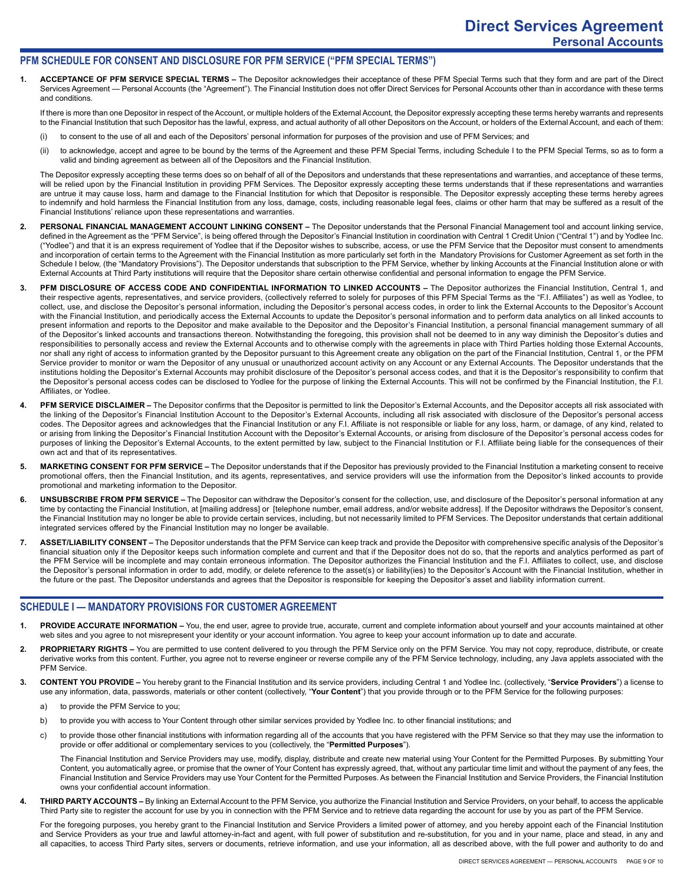# Direct Services Agreement
## Personal Accounts

## PFM SCHEDULE FOR CONSENT AND DISCLOSURE FOR PFM SERVICE ("PFM SPECIAL TERMS")

1. **ACCEPTANCE OF PFM SERVICE SPECIAL TERMS –** The Depositor acknowledges their acceptance of these PFM Special Terms such that they form and are part of the Direct Services Agreement — Personal Accounts (the "Agreement"). The Financial Institution does not offer Direct Services for Personal Accounts other than in accordance with these terms and conditions.

   If there is more than one Depositor in respect of the Account, or multiple holders of the External Account, the Depositor expressly accepting these terms hereby warrants and represents to the Financial Institution that such Depositor has the lawful, express, and actual authority of all other Depositors on the Account, or holders of the External Account, and each of them:

   (i) to consent to the use of all and each of the Depositors' personal information for purposes of the provision and use of PFM Services; and

   (ii) to acknowledge, accept and agree to be bound by the terms of the Agreement and these PFM Special Terms, including Schedule I to the PFM Special Terms, so as to form a valid and binding agreement as between all of the Depositors and the Financial Institution.

   The Depositor expressly accepting these terms does so on behalf of all of the Depositors and understands that these representations and warranties, and acceptance of these terms, will be relied upon by the Financial Institution in providing PFM Services. The Depositor expressly accepting these terms understands that if these representations and warranties are untrue it may cause loss, harm and damage to the Financial Institution for which that Depositor is responsible. The Depositor expressly accepting these terms hereby agrees to indemnify and hold harmless the Financial Institution from any loss, damage, costs, including reasonable legal fees, claims or other harm that may be suffered as a result of the Financial Institutions' reliance upon these representations and warranties.

2. **PERSONAL FINANCIAL MANAGEMENT ACCOUNT LINKING CONSENT –** The Depositor understands that the Personal Financial Management tool and account linking service, defined in the Agreement as the "PFM Service", is being offered through the Depositor's Financial Institution in coordination with Central 1 Credit Union ("Central 1") and by Yodlee Inc. ("Yodlee") and that it is an express requirement of Yodlee that if the Depositor wishes to subscribe, access, or use the PFM Service that the Depositor must consent to amendments and incorporation of certain terms to the Agreement with the Financial Institution as more particularly set forth in the Mandatory Provisions for Customer Agreement as set forth in the Schedule I below, (the "Mandatory Provisions"). The Depositor understands that subscription to the PFM Service, whether by linking Accounts at the Financial Institution alone or with External Accounts at Third Party institutions will require that the Depositor share certain otherwise confidential and personal information to engage the PFM Service.

3. **PFM DISCLOSURE OF ACCESS CODE AND CONFIDENTIAL INFORMATION TO LINKED ACCOUNTS –** The Depositor authorizes the Financial Institution, Central 1, and their respective agents, representatives, and service providers, (collectively referred to solely for purposes of this PFM Special Terms as the "F.I. Affiliates") as well as Yodlee, to collect, use, and disclose the Depositor's personal information, including the Depositor's personal access codes, in order to link the External Accounts to the Depositor's Account with the Financial Institution, and periodically access the External Accounts to update the Depositor's personal information and to perform data analytics on all linked accounts to present information and reports to the Depositor and make available to the Depositor and the Depositor's Financial Institution, a personal financial management summary of all of the Depositor's linked accounts and transactions thereon. Notwithstanding the foregoing, this provision shall not be deemed to in any way diminish the Depositor's duties and responsibilities to personally access and review the External Accounts and to otherwise comply with the agreements in place with Third Parties holding those External Accounts, nor shall any right of access to information granted by the Depositor pursuant to this Agreement create any obligation on the part of the Financial Institution, Central 1, or the PFM Service provider to monitor or warn the Depositor of any unusual or unauthorized account activity on any Account or any External Accounts. The Depositor understands that the institutions holding the Depositor's External Accounts may prohibit disclosure of the Depositor's personal access codes, and that it is the Depositor's responsibility to confirm that the Depositor's personal access codes can be disclosed to Yodlee for the purpose of linking the External Accounts. This will not be confirmed by the Financial Institution, the F.I. Affiliates, or Yodlee.

4. **PFM SERVICE DISCLAIMER –** The Depositor confirms that the Depositor is permitted to link the Depositor's External Accounts, and the Depositor accepts all risk associated with the linking of the Depositor's Financial Institution Account to the Depositor's External Accounts, including all risk associated with disclosure of the Depositor's personal access codes. The Depositor agrees and acknowledges that the Financial Institution or any F.I. Affiliate is not responsible or liable for any loss, harm, or damage, of any kind, related to or arising from linking the Depositor's Financial Institution Account with the Depositor's External Accounts, or arising from disclosure of the Depositor's personal access codes for purposes of linking the Depositor's External Accounts, to the extent permitted by law, subject to the Financial Institution or F.I. Affiliate being liable for the consequences of their own act and that of its representatives.

5. **MARKETING CONSENT FOR PFM SERVICE –** The Depositor understands that if the Depositor has previously provided to the Financial Institution a marketing consent to receive promotional offers, then the Financial Institution, and its agents, representatives, and service providers will use the information from the Depositor's linked accounts to provide promotional and marketing information to the Depositor.

6. **UNSUBSCRIBE FROM PFM SERVICE –** The Depositor can withdraw the Depositor's consent for the collection, use, and disclosure of the Depositor's personal information at any time by contacting the Financial Institution, at [mailing address] or [telephone number, email address, and/or website address]. If the Depositor withdraws the Depositor's consent, the Financial Institution may no longer be able to provide certain services, including, but not necessarily limited to PFM Services. The Depositor understands that certain additional integrated services offered by the Financial Institution may no longer be available.

7. **ASSET/LIABILITY CONSENT –** The Depositor understands that the PFM Service can keep track and provide the Depositor with comprehensive specific analysis of the Depositor's financial situation only if the Depositor keeps such information complete and current and that if the Depositor does not do so, that the reports and analytics performed as part of the PFM Service will be incomplete and may contain erroneous information. The Depositor authorizes the Financial Institution and the F.I. Affiliates to collect, use, and disclose the Depositor's personal information in order to add, modify, or delete reference to the asset(s) or liability(ies) to the Depositor's Account with the Financial Institution, whether in the future or the past. The Depositor understands and agrees that the Depositor is responsible for keeping the Depositor's asset and liability information current.

## SCHEDULE I — MANDATORY PROVISIONS FOR CUSTOMER AGREEMENT

1. **PROVIDE ACCURATE INFORMATION –** You, the end user, agree to provide true, accurate, current and complete information about yourself and your accounts maintained at other web sites and you agree to not misrepresent your identity or your account information. You agree to keep your account information up to date and accurate.

2. **PROPRIETARY RIGHTS –** You are permitted to use content delivered to you through the PFM Service only on the PFM Service. You may not copy, reproduce, distribute, or create derivative works from this content. Further, you agree not to reverse engineer or reverse compile any of the PFM Service technology, including, any Java applets associated with the PFM Service.

3. **CONTENT YOU PROVIDE –** You hereby grant to the Financial Institution and its service providers, including Central 1 and Yodlee Inc. (collectively, "**Service Providers**") a license to use any information, data, passwords, materials or other content (collectively, "**Your Content**") that you provide through or to the PFM Service for the following purposes:

   a) to provide the PFM Service to you;

   b) to provide you with access to Your Content through other similar services provided by Yodlee Inc. to other financial institutions; and

   c) to provide those other financial institutions with information regarding all of the accounts that you have registered with the PFM Service so that they may use the information to provide or offer additional or complementary services to you (collectively, the "**Permitted Purposes**").

   The Financial Institution and Service Providers may use, modify, display, distribute and create new material using Your Content for the Permitted Purposes. By submitting Your Content, you automatically agree, or promise that the owner of Your Content has expressly agreed, that, without any particular time limit and without the payment of any fees, the Financial Institution and Service Providers may use Your Content for the Permitted Purposes. As between the Financial Institution and Service Providers, the Financial Institution owns your confidential account information.

4. **THIRD PARTY ACCOUNTS –** By linking an External Account to the PFM Service, you authorize the Financial Institution and Service Providers, on your behalf, to access the applicable Third Party site to register the account for use by you in connection with the PFM Service and to retrieve data regarding the account for use by you as part of the PFM Service.

   For the foregoing purposes, you hereby grant to the Financial Institution and Service Providers a limited power of attorney, and you hereby appoint each of the Financial Institution and Service Providers as your true and lawful attorney-in-fact and agent, with full power of substitution and re-substitution, for you and in your name, place and stead, in any and all capacities, to access Third Party sites, servers or documents, retrieve information, and use your information, all as described above, with the full power and authority to do and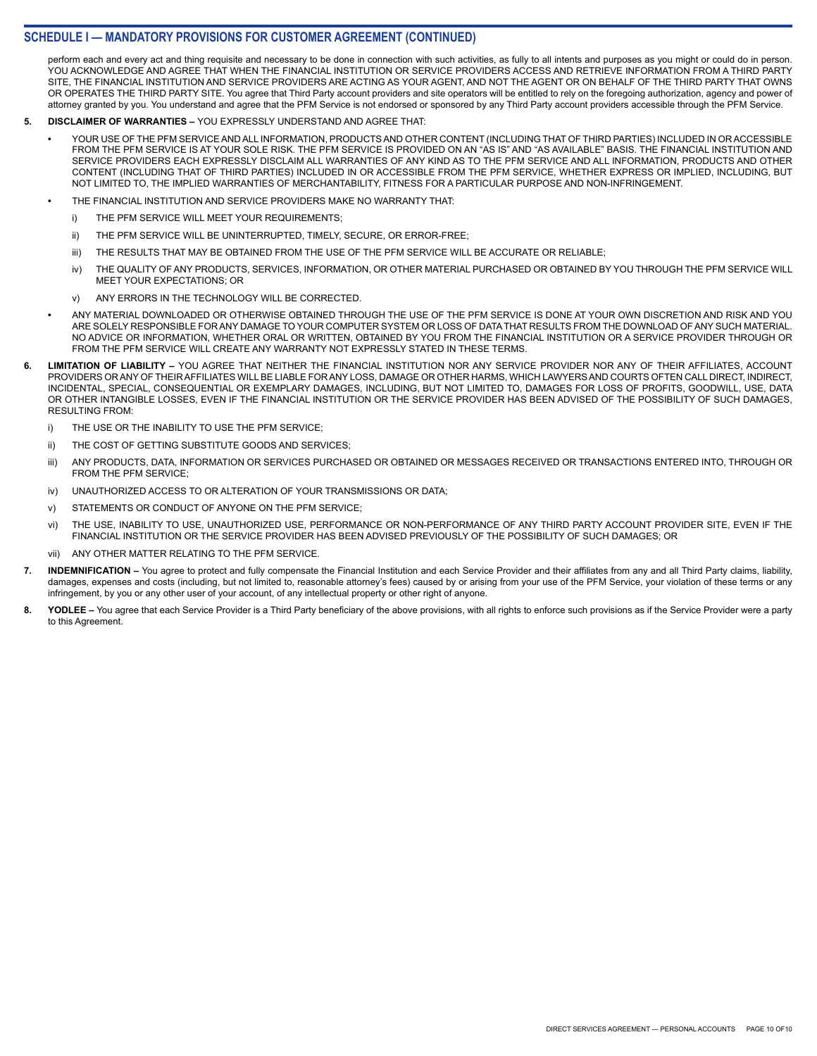## SCHEDULE I — MANDATORY PROVISIONS FOR CUSTOMER AGREEMENT (CONTINUED)

perform each and every act and thing requisite and necessary to be done in connection with such activities, as fully to all intents and purposes as you might or could do in person. YOU ACKNOWLEDGE AND AGREE THAT WHEN THE FINANCIAL INSTITUTION OR SERVICE PROVIDERS ACCESS AND RETRIEVE INFORMATION FROM A THIRD PARTY SITE, THE FINANCIAL INSTITUTION AND SERVICE PROVIDERS ARE ACTING AS YOUR AGENT, AND NOT THE AGENT OR ON BEHALF OF THE THIRD PARTY THAT OWNS OR OPERATES THE THIRD PARTY SITE. You agree that Third Party account providers and site operators will be entitled to rely on the foregoing authorization, agency and power of attorney granted by you. You understand and agree that the PFM Service is not endorsed or sponsored by any Third Party account providers accessible through the PFM Service.

5. **DISCLAIMER OF WARRANTIES –** YOU EXPRESSLY UNDERSTAND AND AGREE THAT:
   - YOUR USE OF THE PFM SERVICE AND ALL INFORMATION, PRODUCTS AND OTHER CONTENT (INCLUDING THAT OF THIRD PARTIES) INCLUDED IN OR ACCESSIBLE FROM THE PFM SERVICE IS AT YOUR SOLE RISK. THE PFM SERVICE IS PROVIDED ON AN "AS IS" AND "AS AVAILABLE" BASIS. THE FINANCIAL INSTITUTION AND SERVICE PROVIDERS EACH EXPRESSLY DISCLAIM ALL WARRANTIES OF ANY KIND AS TO THE PFM SERVICE AND ALL INFORMATION, PRODUCTS AND OTHER CONTENT (INCLUDING THAT OF THIRD PARTIES) INCLUDED IN OR ACCESSIBLE FROM THE PFM SERVICE, WHETHER EXPRESS OR IMPLIED, INCLUDING, BUT NOT LIMITED TO, THE IMPLIED WARRANTIES OF MERCHANTABILITY, FITNESS FOR A PARTICULAR PURPOSE AND NON-INFRINGEMENT.
   - THE FINANCIAL INSTITUTION AND SERVICE PROVIDERS MAKE NO WARRANTY THAT:
     - i) THE PFM SERVICE WILL MEET YOUR REQUIREMENTS;
     - ii) THE PFM SERVICE WILL BE UNINTERRUPTED, TIMELY, SECURE, OR ERROR-FREE;
     - iii) THE RESULTS THAT MAY BE OBTAINED FROM THE USE OF THE PFM SERVICE WILL BE ACCURATE OR RELIABLE;
     - iv) THE QUALITY OF ANY PRODUCTS, SERVICES, INFORMATION, OR OTHER MATERIAL PURCHASED OR OBTAINED BY YOU THROUGH THE PFM SERVICE WILL MEET YOUR EXPECTATIONS; OR
     - v) ANY ERRORS IN THE TECHNOLOGY WILL BE CORRECTED.
   - ANY MATERIAL DOWNLOADED OR OTHERWISE OBTAINED THROUGH THE USE OF THE PFM SERVICE IS DONE AT YOUR OWN DISCRETION AND RISK AND YOU ARE SOLELY RESPONSIBLE FOR ANY DAMAGE TO YOUR COMPUTER SYSTEM OR LOSS OF DATA THAT RESULTS FROM THE DOWNLOAD OF ANY SUCH MATERIAL. NO ADVICE OR INFORMATION, WHETHER ORAL OR WRITTEN, OBTAINED BY YOU FROM THE FINANCIAL INSTITUTION OR A SERVICE PROVIDER THROUGH OR FROM THE PFM SERVICE WILL CREATE ANY WARRANTY NOT EXPRESSLY STATED IN THESE TERMS.

6. **LIMITATION OF LIABILITY –** YOU AGREE THAT NEITHER THE FINANCIAL INSTITUTION NOR ANY SERVICE PROVIDER NOR ANY OF THEIR AFFILIATES, ACCOUNT PROVIDERS OR ANY OF THEIR AFFILIATES WILL BE LIABLE FOR ANY LOSS, DAMAGE OR OTHER HARMS, WHICH LAWYERS AND COURTS OFTEN CALL DIRECT, INDIRECT, INCIDENTAL, SPECIAL, CONSEQUENTIAL OR EXEMPLARY DAMAGES, INCLUDING, BUT NOT LIMITED TO, DAMAGES FOR LOSS OF PROFITS, GOODWILL, USE, DATA OR OTHER INTANGIBLE LOSSES, EVEN IF THE FINANCIAL INSTITUTION OR THE SERVICE PROVIDER HAS BEEN ADVISED OF THE POSSIBILITY OF SUCH DAMAGES, RESULTING FROM:
   - i) THE USE OR THE INABILITY TO USE THE PFM SERVICE;
   - ii) THE COST OF GETTING SUBSTITUTE GOODS AND SERVICES;
   - iii) ANY PRODUCTS, DATA, INFORMATION OR SERVICES PURCHASED OR OBTAINED OR MESSAGES RECEIVED OR TRANSACTIONS ENTERED INTO, THROUGH OR FROM THE PFM SERVICE;
   - iv) UNAUTHORIZED ACCESS TO OR ALTERATION OF YOUR TRANSMISSIONS OR DATA;
   - v) STATEMENTS OR CONDUCT OF ANYONE ON THE PFM SERVICE;
   - vi) THE USE, INABILITY TO USE, UNAUTHORIZED USE, PERFORMANCE OR NON-PERFORMANCE OF ANY THIRD PARTY ACCOUNT PROVIDER SITE, EVEN IF THE FINANCIAL INSTITUTION OR THE SERVICE PROVIDER HAS BEEN ADVISED PREVIOUSLY OF THE POSSIBILITY OF SUCH DAMAGES; OR
   - vii) ANY OTHER MATTER RELATING TO THE PFM SERVICE.

7. **INDEMNIFICATION –** You agree to protect and fully compensate the Financial Institution and each Service Provider and their affiliates from any and all Third Party claims, liability, damages, expenses and costs (including, but not limited to, reasonable attorney's fees) caused by or arising from your use of the PFM Service, your violation of these terms or any infringement, by you or any other user of your account, of any intellectual property or other right of anyone.

8. **YODLEE –** You agree that each Service Provider is a Third Party beneficiary of the above provisions, with all rights to enforce such provisions as if the Service Provider were a party to this Agreement.